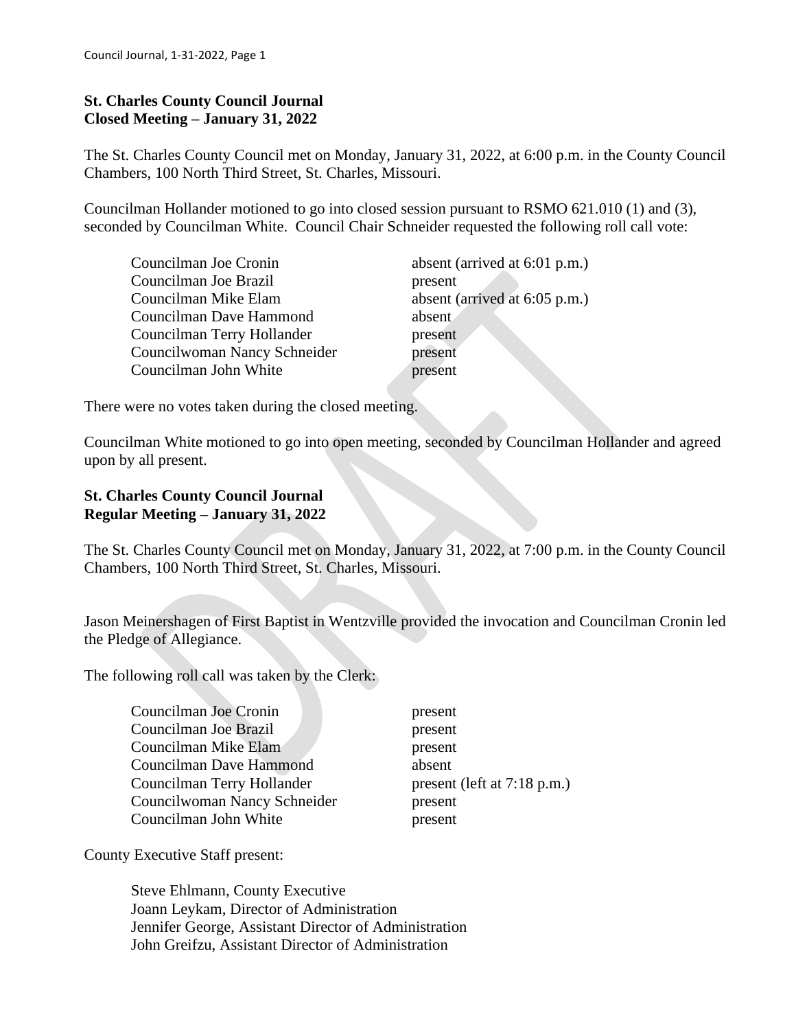**St. Charles County Council Journal**
**Closed Meeting – January 31, 2022**

The St. Charles County Council met on Monday, January 31, 2022, at 6:00 p.m. in the County Council Chambers, 100 North Third Street, St. Charles, Missouri.

Councilman Hollander motioned to go into closed session pursuant to RSMO 621.010 (1) and (3), seconded by Councilman White. Council Chair Schneider requested the following roll call vote:

| | |
|---|---|
| Councilman Joe Cronin | absent (arrived at 6:01 p.m.) |
| Councilman Joe Brazil | present |
| Councilman Mike Elam | absent (arrived at 6:05 p.m.) |
| Councilman Dave Hammond | absent |
| Councilman Terry Hollander | present |
| Councilwoman Nancy Schneider | present |
| Councilman John White | present |

There were no votes taken during the closed meeting.

Councilman White motioned to go into open meeting, seconded by Councilman Hollander and agreed upon by all present.

**St. Charles County Council Journal**
**Regular Meeting – January 31, 2022**

The St. Charles County Council met on Monday, January 31, 2022, at 7:00 p.m. in the County Council Chambers, 100 North Third Street, St. Charles, Missouri.

Jason Meinershagen of First Baptist in Wentzville provided the invocation and Councilman Cronin led the Pledge of Allegiance.

The following roll call was taken by the Clerk:

| | |
|---|---|
| Councilman Joe Cronin | present |
| Councilman Joe Brazil | present |
| Councilman Mike Elam | present |
| Councilman Dave Hammond | absent |
| Councilman Terry Hollander | present (left at 7:18 p.m.) |
| Councilwoman Nancy Schneider | present |
| Councilman John White | present |

County Executive Staff present:

Steve Ehlmann, County Executive
Joann Leykam, Director of Administration
Jennifer George, Assistant Director of Administration
John Greifzu, Assistant Director of Administration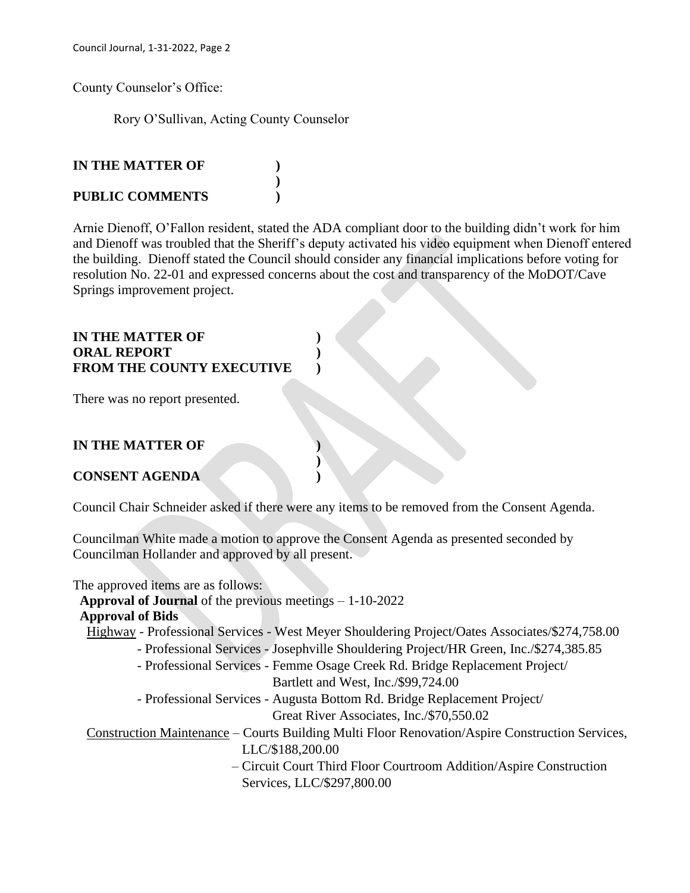County Counselor's Office:

Rory O'Sullivan, Acting County Counselor

**IN THE MATTER OF )**
**)**
**PUBLIC COMMENTS )**

Arnie Dienoff, O'Fallon resident, stated the ADA compliant door to the building didn't work for him and Dienoff was troubled that the Sheriff's deputy activated his video equipment when Dienoff entered the building. Dienoff stated the Council should consider any financial implications before voting for resolution No. 22-01 and expressed concerns about the cost and transparency of the MoDOT/Cave Springs improvement project.

**IN THE MATTER OF )**
**ORAL REPORT )**
**FROM THE COUNTY EXECUTIVE )**

There was no report presented.

**IN THE MATTER OF )**
**)**
**CONSENT AGENDA )**

Council Chair Schneider asked if there were any items to be removed from the Consent Agenda.

Councilman White made a motion to approve the Consent Agenda as presented seconded by Councilman Hollander and approved by all present.

The approved items are as follows:

**Approval of Journal** of the previous meetings – 1-10-2022

**Approval of Bids**

Highway - Professional Services - West Meyer Shouldering Project/Oates Associates/$274,758.00
- Professional Services - Josephville Shouldering Project/HR Green, Inc./$274,385.85
- Professional Services - Femme Osage Creek Rd. Bridge Replacement Project/ Bartlett and West, Inc./$99,724.00
- Professional Services - Augusta Bottom Rd. Bridge Replacement Project/ Great River Associates, Inc./$70,550.02

Construction Maintenance – Courts Building Multi Floor Renovation/Aspire Construction Services, LLC/$188,200.00
– Circuit Court Third Floor Courtroom Addition/Aspire Construction Services, LLC/$297,800.00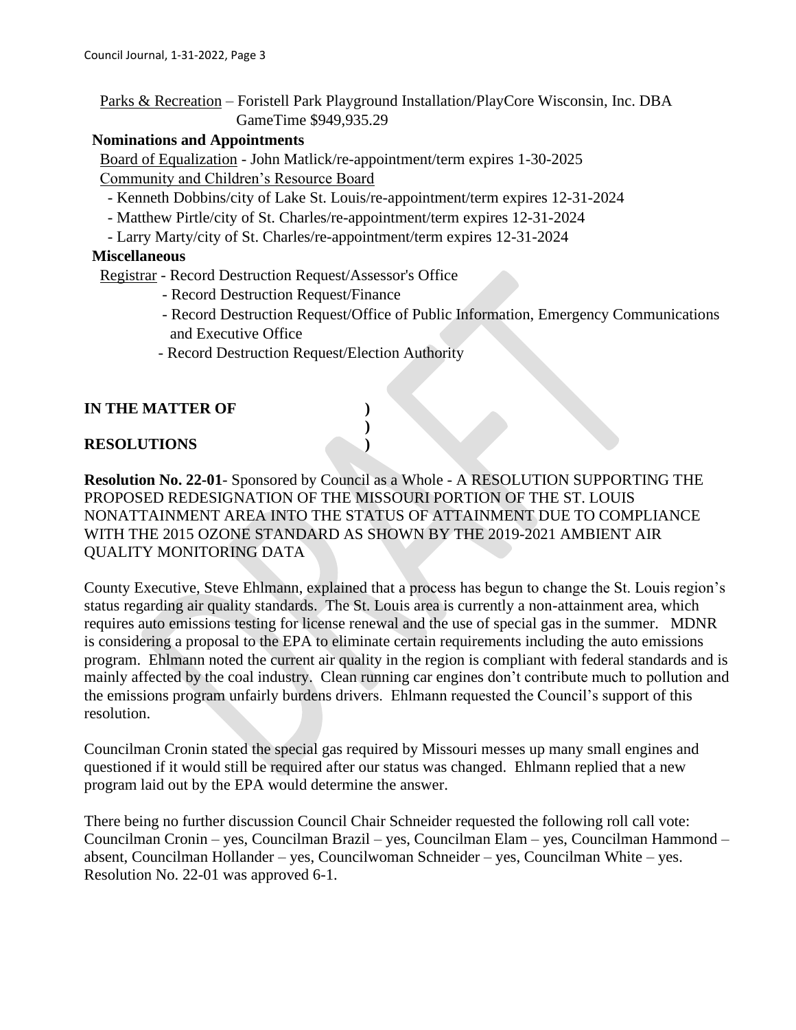Parks & Recreation – Foristell Park Playground Installation/PlayCore Wisconsin, Inc. DBA GameTime $949,935.29

**Nominations and Appointments**

Board of Equalization - John Matlick/re-appointment/term expires 1-30-2025

Community and Children's Resource Board

- Kenneth Dobbins/city of Lake St. Louis/re-appointment/term expires 12-31-2024
- Matthew Pirtle/city of St. Charles/re-appointment/term expires 12-31-2024
- Larry Marty/city of St. Charles/re-appointment/term expires 12-31-2024

**Miscellaneous**

Registrar - Record Destruction Request/Assessor's Office
- Record Destruction Request/Finance
- Record Destruction Request/Office of Public Information, Emergency Communications and Executive Office
- Record Destruction Request/Election Authority

**IN THE MATTER OF )**
**)**
**RESOLUTIONS )**

**Resolution No. 22-01**- Sponsored by Council as a Whole - A RESOLUTION SUPPORTING THE PROPOSED REDESIGNATION OF THE MISSOURI PORTION OF THE ST. LOUIS NONATTAINMENT AREA INTO THE STATUS OF ATTAINMENT DUE TO COMPLIANCE WITH THE 2015 OZONE STANDARD AS SHOWN BY THE 2019-2021 AMBIENT AIR QUALITY MONITORING DATA

County Executive, Steve Ehlmann, explained that a process has begun to change the St. Louis region's status regarding air quality standards. The St. Louis area is currently a non-attainment area, which requires auto emissions testing for license renewal and the use of special gas in the summer. MDNR is considering a proposal to the EPA to eliminate certain requirements including the auto emissions program. Ehlmann noted the current air quality in the region is compliant with federal standards and is mainly affected by the coal industry. Clean running car engines don't contribute much to pollution and the emissions program unfairly burdens drivers. Ehlmann requested the Council's support of this resolution.

Councilman Cronin stated the special gas required by Missouri messes up many small engines and questioned if it would still be required after our status was changed. Ehlmann replied that a new program laid out by the EPA would determine the answer.

There being no further discussion Council Chair Schneider requested the following roll call vote: Councilman Cronin – yes, Councilman Brazil – yes, Councilman Elam – yes, Councilman Hammond – absent, Councilman Hollander – yes, Councilwoman Schneider – yes, Councilman White – yes. Resolution No. 22-01 was approved 6-1.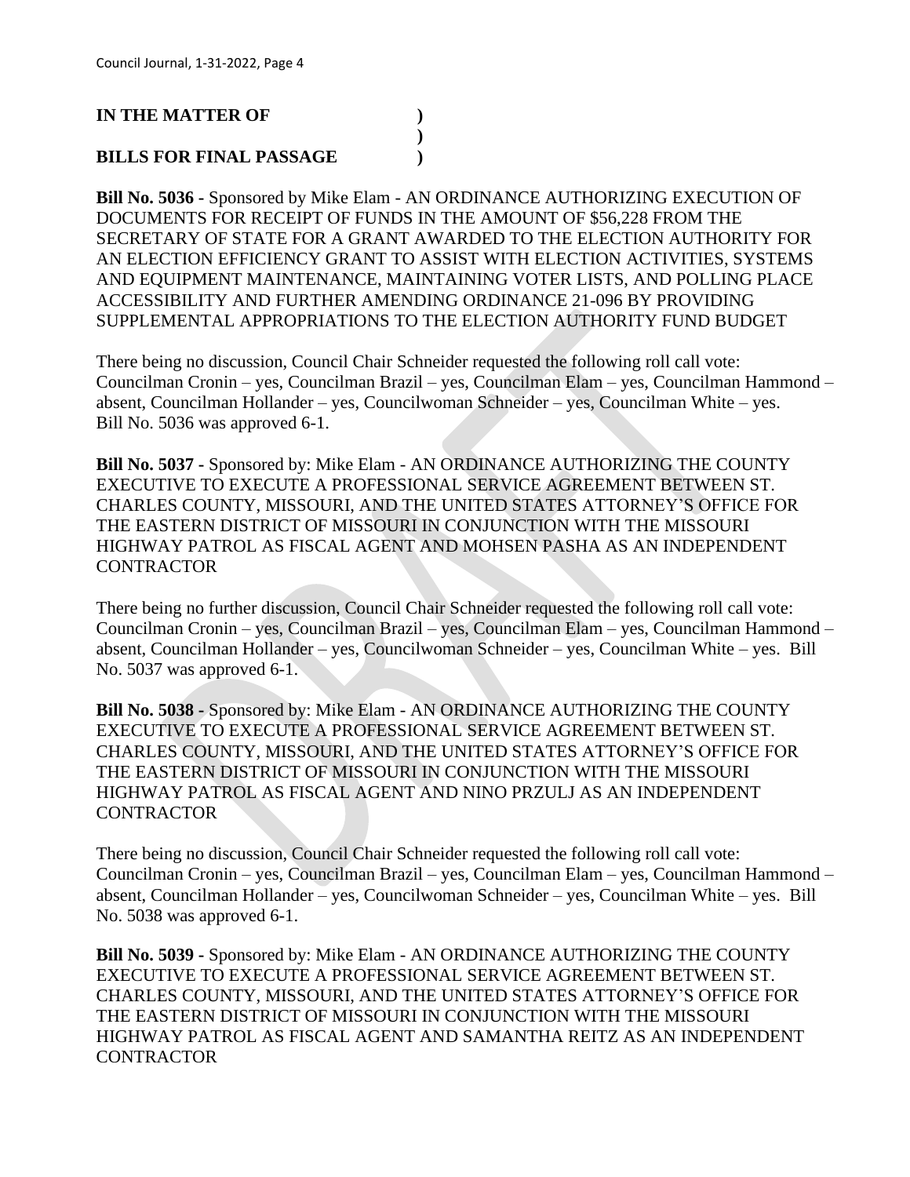**IN THE MATTER OF )**
**)**
**BILLS FOR FINAL PASSAGE )**

**Bill No. 5036 -** Sponsored by Mike Elam - AN ORDINANCE AUTHORIZING EXECUTION OF DOCUMENTS FOR RECEIPT OF FUNDS IN THE AMOUNT OF $56,228 FROM THE SECRETARY OF STATE FOR A GRANT AWARDED TO THE ELECTION AUTHORITY FOR AN ELECTION EFFICIENCY GRANT TO ASSIST WITH ELECTION ACTIVITIES, SYSTEMS AND EQUIPMENT MAINTENANCE, MAINTAINING VOTER LISTS, AND POLLING PLACE ACCESSIBILITY AND FURTHER AMENDING ORDINANCE 21-096 BY PROVIDING SUPPLEMENTAL APPROPRIATIONS TO THE ELECTION AUTHORITY FUND BUDGET

There being no discussion, Council Chair Schneider requested the following roll call vote: Councilman Cronin – yes, Councilman Brazil – yes, Councilman Elam – yes, Councilman Hammond – absent, Councilman Hollander – yes, Councilwoman Schneider – yes, Councilman White – yes. Bill No. 5036 was approved 6-1.

**Bill No. 5037 -** Sponsored by: Mike Elam - AN ORDINANCE AUTHORIZING THE COUNTY EXECUTIVE TO EXECUTE A PROFESSIONAL SERVICE AGREEMENT BETWEEN ST. CHARLES COUNTY, MISSOURI, AND THE UNITED STATES ATTORNEY'S OFFICE FOR THE EASTERN DISTRICT OF MISSOURI IN CONJUNCTION WITH THE MISSOURI HIGHWAY PATROL AS FISCAL AGENT AND MOHSEN PASHA AS AN INDEPENDENT CONTRACTOR

There being no further discussion, Council Chair Schneider requested the following roll call vote: Councilman Cronin – yes, Councilman Brazil – yes, Councilman Elam – yes, Councilman Hammond – absent, Councilman Hollander – yes, Councilwoman Schneider – yes, Councilman White – yes. Bill No. 5037 was approved 6-1.

**Bill No. 5038 -** Sponsored by: Mike Elam - AN ORDINANCE AUTHORIZING THE COUNTY EXECUTIVE TO EXECUTE A PROFESSIONAL SERVICE AGREEMENT BETWEEN ST. CHARLES COUNTY, MISSOURI, AND THE UNITED STATES ATTORNEY'S OFFICE FOR THE EASTERN DISTRICT OF MISSOURI IN CONJUNCTION WITH THE MISSOURI HIGHWAY PATROL AS FISCAL AGENT AND NINO PRZULJ AS AN INDEPENDENT CONTRACTOR

There being no discussion, Council Chair Schneider requested the following roll call vote: Councilman Cronin – yes, Councilman Brazil – yes, Councilman Elam – yes, Councilman Hammond – absent, Councilman Hollander – yes, Councilwoman Schneider – yes, Councilman White – yes. Bill No. 5038 was approved 6-1.

**Bill No. 5039 -** Sponsored by: Mike Elam - AN ORDINANCE AUTHORIZING THE COUNTY EXECUTIVE TO EXECUTE A PROFESSIONAL SERVICE AGREEMENT BETWEEN ST. CHARLES COUNTY, MISSOURI, AND THE UNITED STATES ATTORNEY'S OFFICE FOR THE EASTERN DISTRICT OF MISSOURI IN CONJUNCTION WITH THE MISSOURI HIGHWAY PATROL AS FISCAL AGENT AND SAMANTHA REITZ AS AN INDEPENDENT CONTRACTOR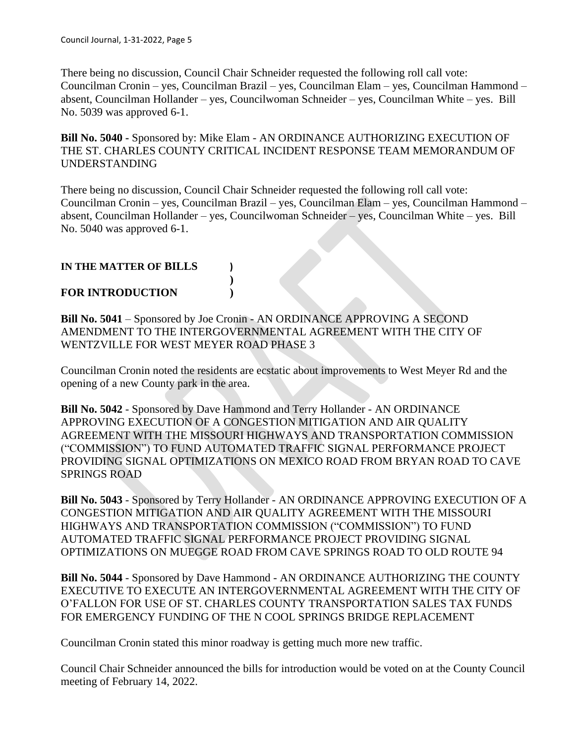There being no discussion, Council Chair Schneider requested the following roll call vote: Councilman Cronin – yes, Councilman Brazil – yes, Councilman Elam – yes, Councilman Hammond – absent, Councilman Hollander – yes, Councilwoman Schneider – yes, Councilman White – yes. Bill No. 5039 was approved 6-1.

**Bill No. 5040 -** Sponsored by: Mike Elam - AN ORDINANCE AUTHORIZING EXECUTION OF THE ST. CHARLES COUNTY CRITICAL INCIDENT RESPONSE TEAM MEMORANDUM OF UNDERSTANDING

There being no discussion, Council Chair Schneider requested the following roll call vote: Councilman Cronin – yes, Councilman Brazil – yes, Councilman Elam – yes, Councilman Hammond – absent, Councilman Hollander – yes, Councilwoman Schneider – yes, Councilman White – yes. Bill No. 5040 was approved 6-1.

**IN THE MATTER OF BILLS )**
**)**
**FOR INTRODUCTION )**

**Bill No. 5041** – Sponsored by Joe Cronin - AN ORDINANCE APPROVING A SECOND AMENDMENT TO THE INTERGOVERNMENTAL AGREEMENT WITH THE CITY OF WENTZVILLE FOR WEST MEYER ROAD PHASE 3

Councilman Cronin noted the residents are ecstatic about improvements to West Meyer Rd and the opening of a new County park in the area.

**Bill No. 5042** - Sponsored by Dave Hammond and Terry Hollander - AN ORDINANCE APPROVING EXECUTION OF A CONGESTION MITIGATION AND AIR QUALITY AGREEMENT WITH THE MISSOURI HIGHWAYS AND TRANSPORTATION COMMISSION ("COMMISSION") TO FUND AUTOMATED TRAFFIC SIGNAL PERFORMANCE PROJECT PROVIDING SIGNAL OPTIMIZATIONS ON MEXICO ROAD FROM BRYAN ROAD TO CAVE SPRINGS ROAD

**Bill No. 5043** - Sponsored by Terry Hollander - AN ORDINANCE APPROVING EXECUTION OF A CONGESTION MITIGATION AND AIR QUALITY AGREEMENT WITH THE MISSOURI HIGHWAYS AND TRANSPORTATION COMMISSION ("COMMISSION") TO FUND AUTOMATED TRAFFIC SIGNAL PERFORMANCE PROJECT PROVIDING SIGNAL OPTIMIZATIONS ON MUEGGE ROAD FROM CAVE SPRINGS ROAD TO OLD ROUTE 94

**Bill No. 5044** - Sponsored by Dave Hammond - AN ORDINANCE AUTHORIZING THE COUNTY EXECUTIVE TO EXECUTE AN INTERGOVERNMENTAL AGREEMENT WITH THE CITY OF O'FALLON FOR USE OF ST. CHARLES COUNTY TRANSPORTATION SALES TAX FUNDS FOR EMERGENCY FUNDING OF THE N COOL SPRINGS BRIDGE REPLACEMENT

Councilman Cronin stated this minor roadway is getting much more new traffic.

Council Chair Schneider announced the bills for introduction would be voted on at the County Council meeting of February 14, 2022.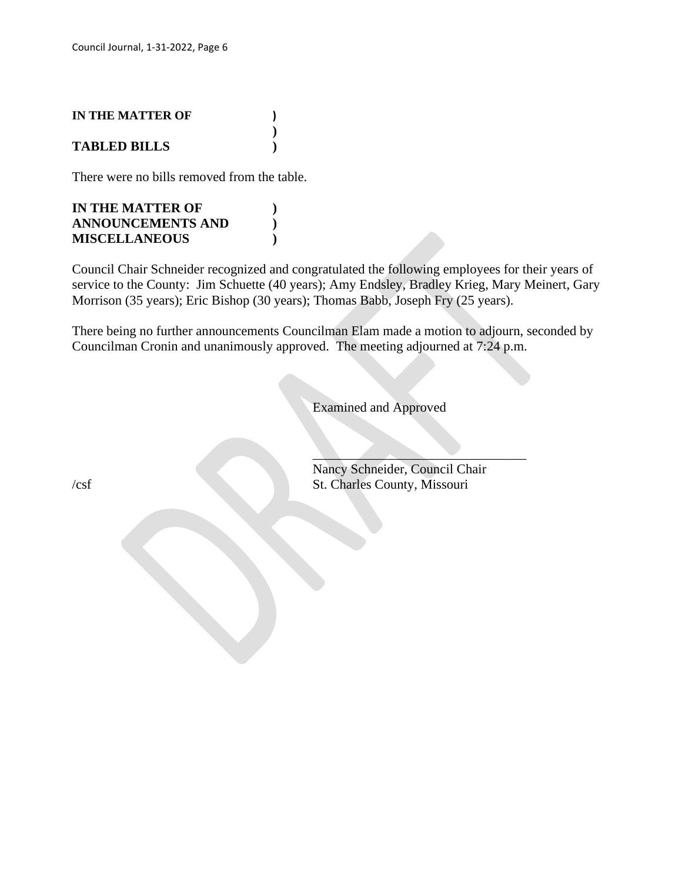**IN THE MATTER OF )**
**)**
**TABLED BILLS )**

There were no bills removed from the table.

**IN THE MATTER OF )**
**ANNOUNCEMENTS AND )**
**MISCELLANEOUS )**

Council Chair Schneider recognized and congratulated the following employees for their years of service to the County: Jim Schuette (40 years); Amy Endsley, Bradley Krieg, Mary Meinert, Gary Morrison (35 years); Eric Bishop (30 years); Thomas Babb, Joseph Fry (25 years).

There being no further announcements Councilman Elam made a motion to adjourn, seconded by Councilman Cronin and unanimously approved. The meeting adjourned at 7:24 p.m.

Examined and Approved

\_\_\_\_\_\_\_\_\_\_\_\_\_\_\_\_\_\_\_\_\_\_\_\_\_\_\_\_\_\_\_\_
Nancy Schneider, Council Chair
St. Charles County, Missouri

/csf

DRAFT